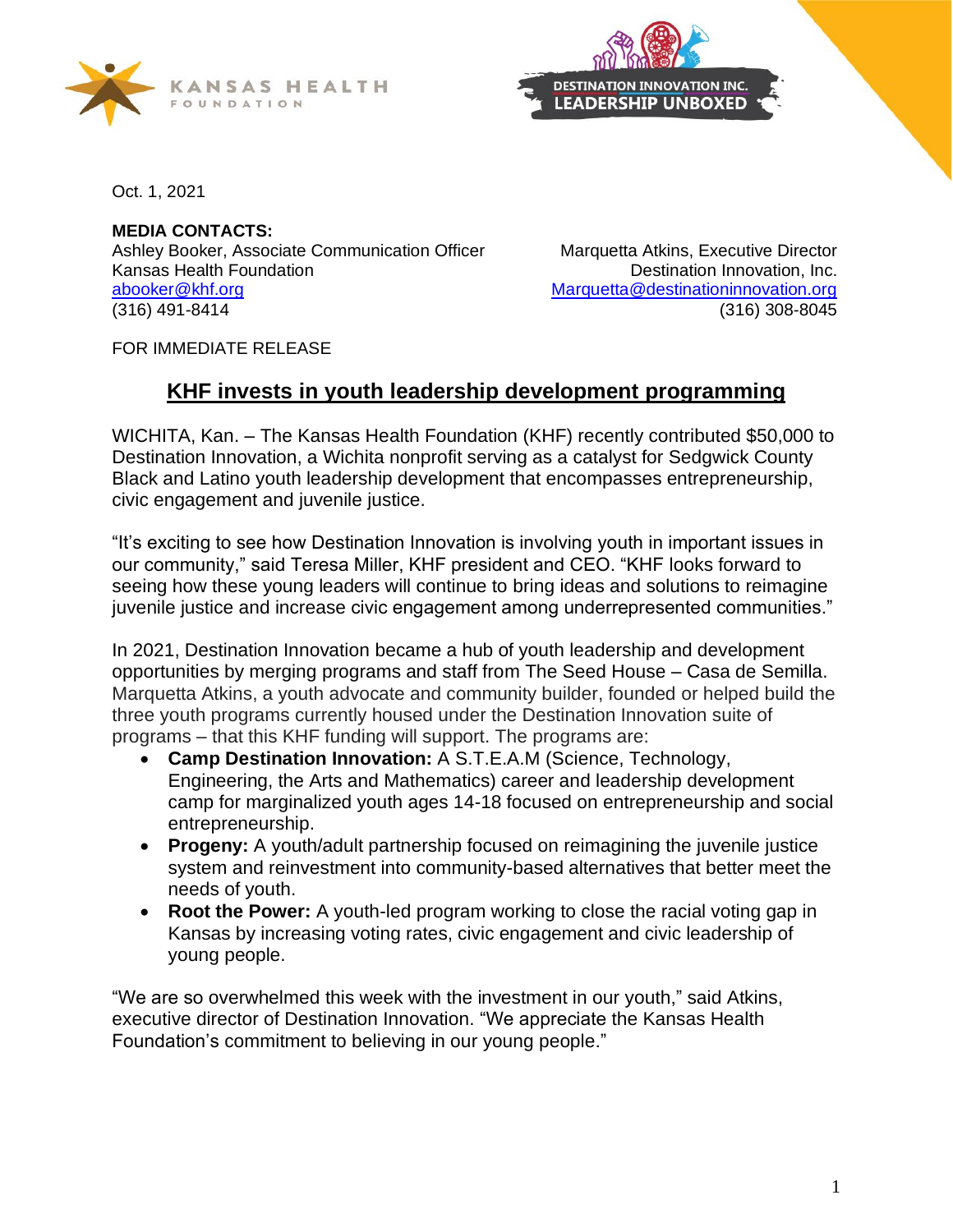Oct. 1, 2021

**MEDIA CONTACTS:**

Ashley Booker, Associate Communication Officer
Kansas Health Foundation
abooker@khf.org
(316) 491-8414

Marquetta Atkins, Executive Director
Destination Innovation, Inc.
Marquetta@destinationinnovation.org
(316) 308-8045

FOR IMMEDIATE RELEASE

# KHF invests in youth leadership development programming

WICHITA, Kan. – The Kansas Health Foundation (KHF) recently contributed $50,000 to Destination Innovation, a Wichita nonprofit serving as a catalyst for Sedgwick County Black and Latino youth leadership development that encompasses entrepreneurship, civic engagement and juvenile justice.

"It's exciting to see how Destination Innovation is involving youth in important issues in our community," said Teresa Miller, KHF president and CEO. "KHF looks forward to seeing how these young leaders will continue to bring ideas and solutions to reimagine juvenile justice and increase civic engagement among underrepresented communities."

In 2021, Destination Innovation became a hub of youth leadership and development opportunities by merging programs and staff from The Seed House – Casa de Semilla. Marquetta Atkins, a youth advocate and community builder, founded or helped build the three youth programs currently housed under the Destination Innovation suite of programs – that this KHF funding will support. The programs are:

- **Camp Destination Innovation:** A S.T.E.A.M (Science, Technology, Engineering, the Arts and Mathematics) career and leadership development camp for marginalized youth ages 14-18 focused on entrepreneurship and social entrepreneurship.
- **Progeny:** A youth/adult partnership focused on reimagining the juvenile justice system and reinvestment into community-based alternatives that better meet the needs of youth.
- **Root the Power:** A youth-led program working to close the racial voting gap in Kansas by increasing voting rates, civic engagement and civic leadership of young people.

"We are so overwhelmed this week with the investment in our youth," said Atkins, executive director of Destination Innovation. "We appreciate the Kansas Health Foundation's commitment to believing in our young people."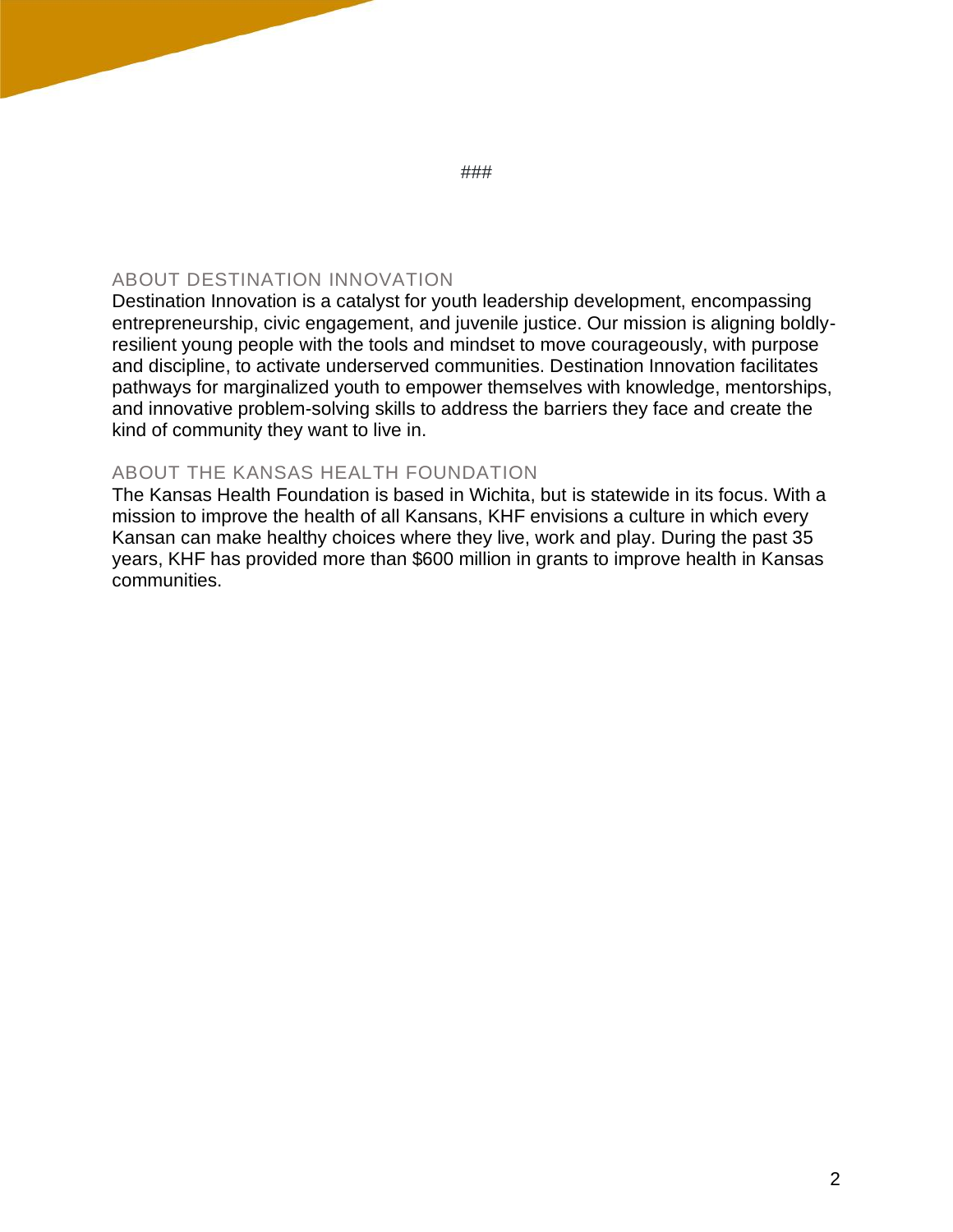###

## ABOUT DESTINATION INNOVATION

Destination Innovation is a catalyst for youth leadership development, encompassing entrepreneurship, civic engagement, and juvenile justice. Our mission is aligning boldly-resilient young people with the tools and mindset to move courageously, with purpose and discipline, to activate underserved communities. Destination Innovation facilitates pathways for marginalized youth to empower themselves with knowledge, mentorships, and innovative problem-solving skills to address the barriers they face and create the kind of community they want to live in.

## ABOUT THE KANSAS HEALTH FOUNDATION

The Kansas Health Foundation is based in Wichita, but is statewide in its focus. With a mission to improve the health of all Kansans, KHF envisions a culture in which every Kansan can make healthy choices where they live, work and play. During the past 35 years, KHF has provided more than $600 million in grants to improve health in Kansas communities.